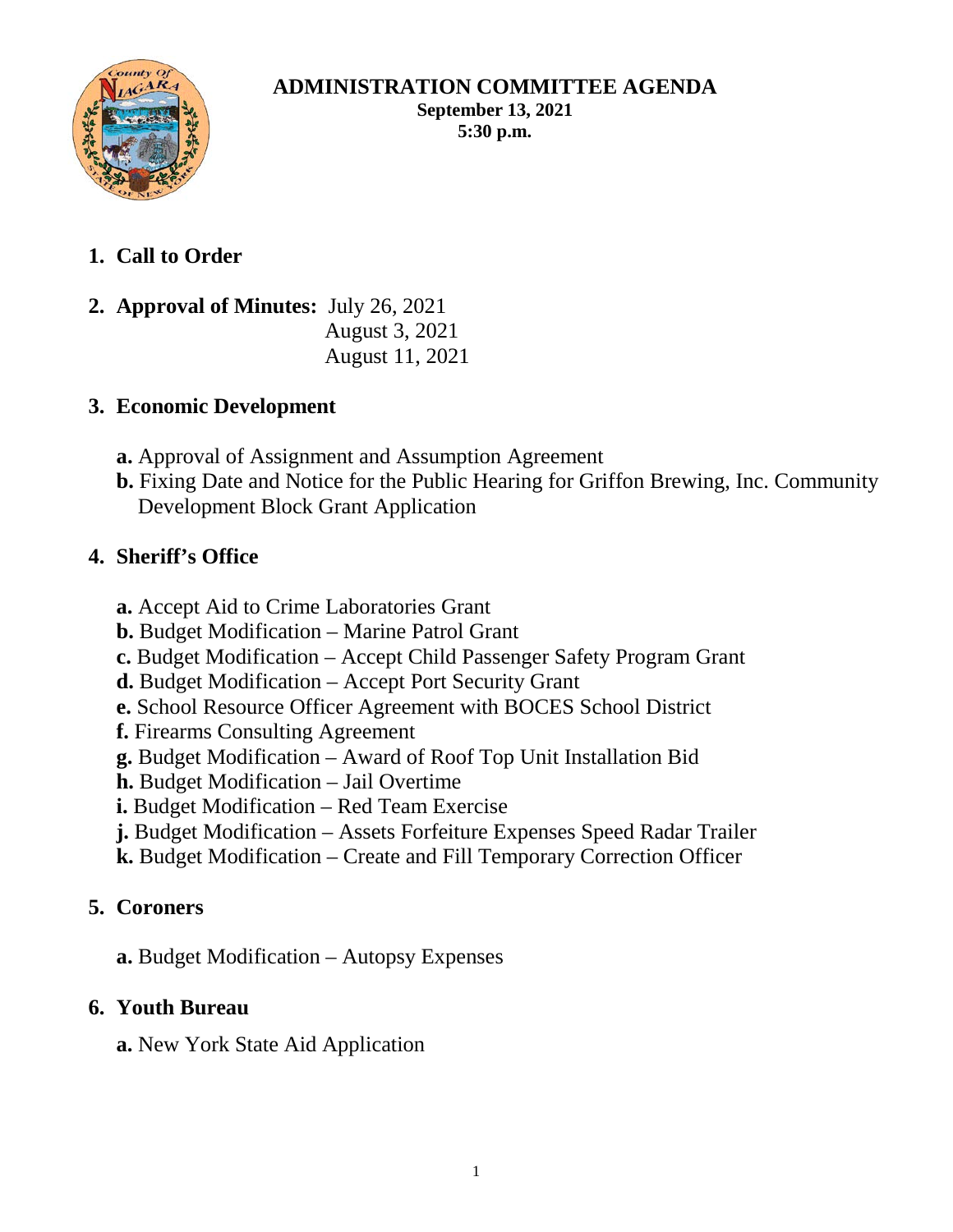# ADMINISTRATION COMMITTEE AGENDA

**September 13, 2021**
**5:30 p.m.**

1. **Call to Order**

2. **Approval of Minutes:** July 26, 2021
   August 3, 2021
   August 11, 2021

3. **Economic Development**

   **a.** Approval of Assignment and Assumption Agreement
   **b.** Fixing Date and Notice for the Public Hearing for Griffon Brewing, Inc. Community Development Block Grant Application

4. **Sheriff's Office**

   **a.** Accept Aid to Crime Laboratories Grant
   **b.** Budget Modification – Marine Patrol Grant
   **c.** Budget Modification – Accept Child Passenger Safety Program Grant
   **d.** Budget Modification – Accept Port Security Grant
   **e.** School Resource Officer Agreement with BOCES School District
   **f.** Firearms Consulting Agreement
   **g.** Budget Modification – Award of Roof Top Unit Installation Bid
   **h.** Budget Modification – Jail Overtime
   **i.** Budget Modification – Red Team Exercise
   **j.** Budget Modification – Assets Forfeiture Expenses Speed Radar Trailer
   **k.** Budget Modification – Create and Fill Temporary Correction Officer

5. **Coroners**

   **a.** Budget Modification – Autopsy Expenses

6. **Youth Bureau**

   **a.** New York State Aid Application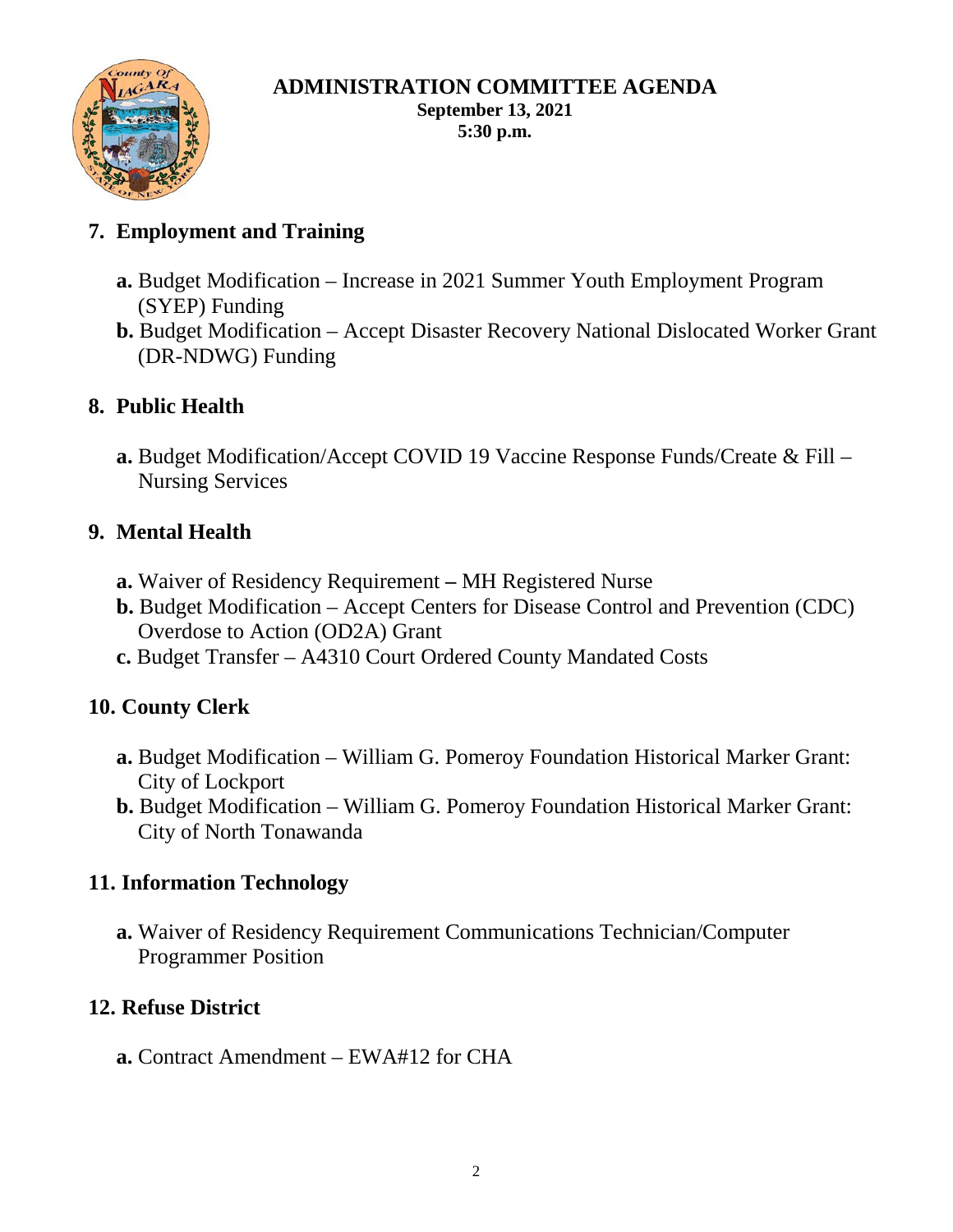# ADMINISTRATION COMMITTEE AGENDA

**September 13, 2021**
**5:30 p.m.**

## 7. Employment and Training

- **a.** Budget Modification – Increase in 2021 Summer Youth Employment Program (SYEP) Funding
- **b.** Budget Modification – Accept Disaster Recovery National Dislocated Worker Grant (DR-NDWG) Funding

## 8. Public Health

- **a.** Budget Modification/Accept COVID 19 Vaccine Response Funds/Create & Fill – Nursing Services

## 9. Mental Health

- **a.** Waiver of Residency Requirement **–** MH Registered Nurse
- **b.** Budget Modification – Accept Centers for Disease Control and Prevention (CDC) Overdose to Action (OD2A) Grant
- **c.** Budget Transfer – A4310 Court Ordered County Mandated Costs

## 10. County Clerk

- **a.** Budget Modification – William G. Pomeroy Foundation Historical Marker Grant: City of Lockport
- **b.** Budget Modification – William G. Pomeroy Foundation Historical Marker Grant: City of North Tonawanda

## 11. Information Technology

- **a.** Waiver of Residency Requirement Communications Technician/Computer Programmer Position

## 12. Refuse District

- **a.** Contract Amendment – EWA#12 for CHA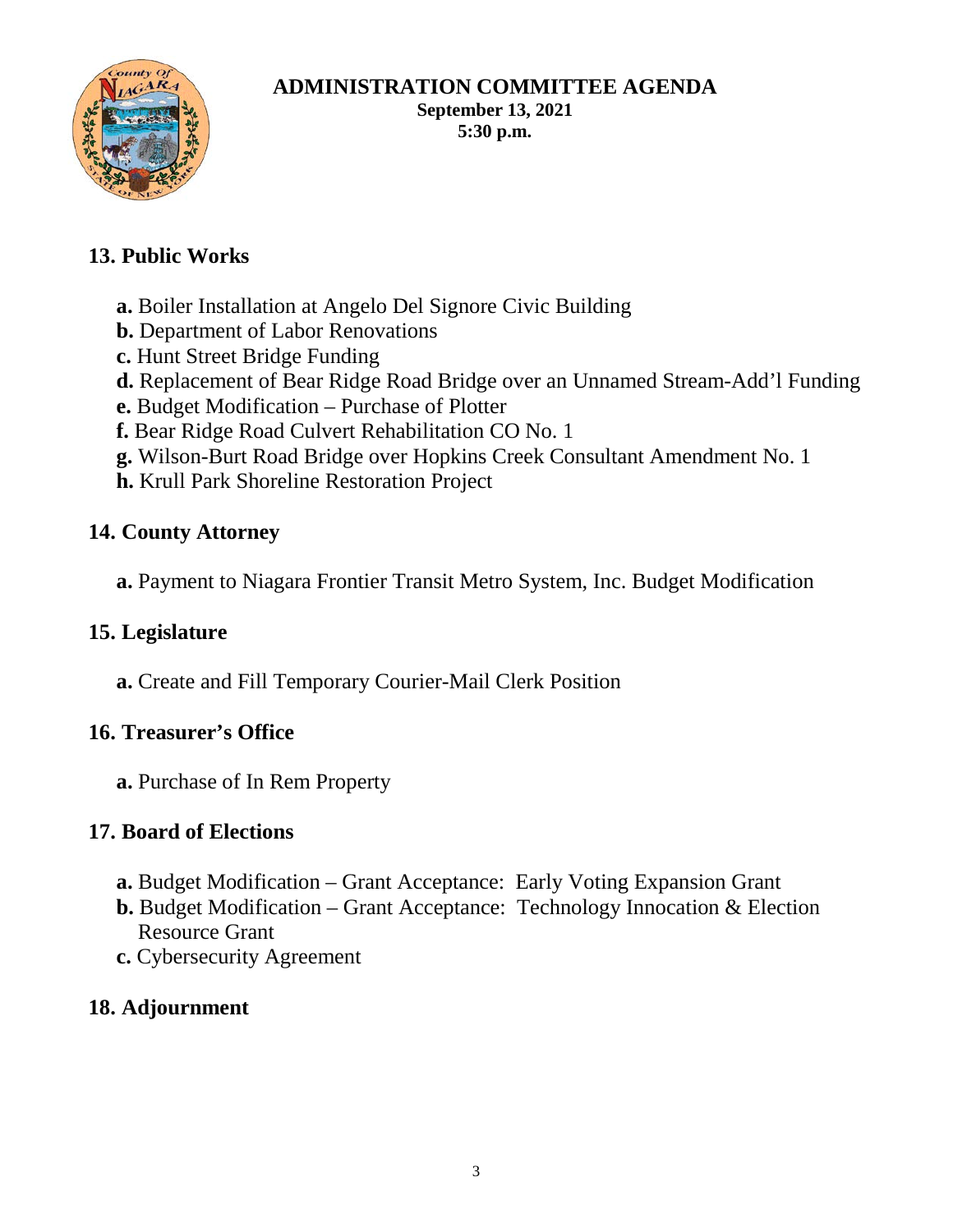# ADMINISTRATION COMMITTEE AGENDA

**September 13, 2021**
**5:30 p.m.**

## 13. Public Works

- **a.** Boiler Installation at Angelo Del Signore Civic Building
- **b.** Department of Labor Renovations
- **c.** Hunt Street Bridge Funding
- **d.** Replacement of Bear Ridge Road Bridge over an Unnamed Stream-Add'l Funding
- **e.** Budget Modification – Purchase of Plotter
- **f.** Bear Ridge Road Culvert Rehabilitation CO No. 1
- **g.** Wilson-Burt Road Bridge over Hopkins Creek Consultant Amendment No. 1
- **h.** Krull Park Shoreline Restoration Project

## 14. County Attorney

- **a.** Payment to Niagara Frontier Transit Metro System, Inc. Budget Modification

## 15. Legislature

- **a.** Create and Fill Temporary Courier-Mail Clerk Position

## 16. Treasurer's Office

- **a.** Purchase of In Rem Property

## 17. Board of Elections

- **a.** Budget Modification – Grant Acceptance: Early Voting Expansion Grant
- **b.** Budget Modification – Grant Acceptance: Technology Innocation & Election Resource Grant
- **c.** Cybersecurity Agreement

## 18. Adjournment